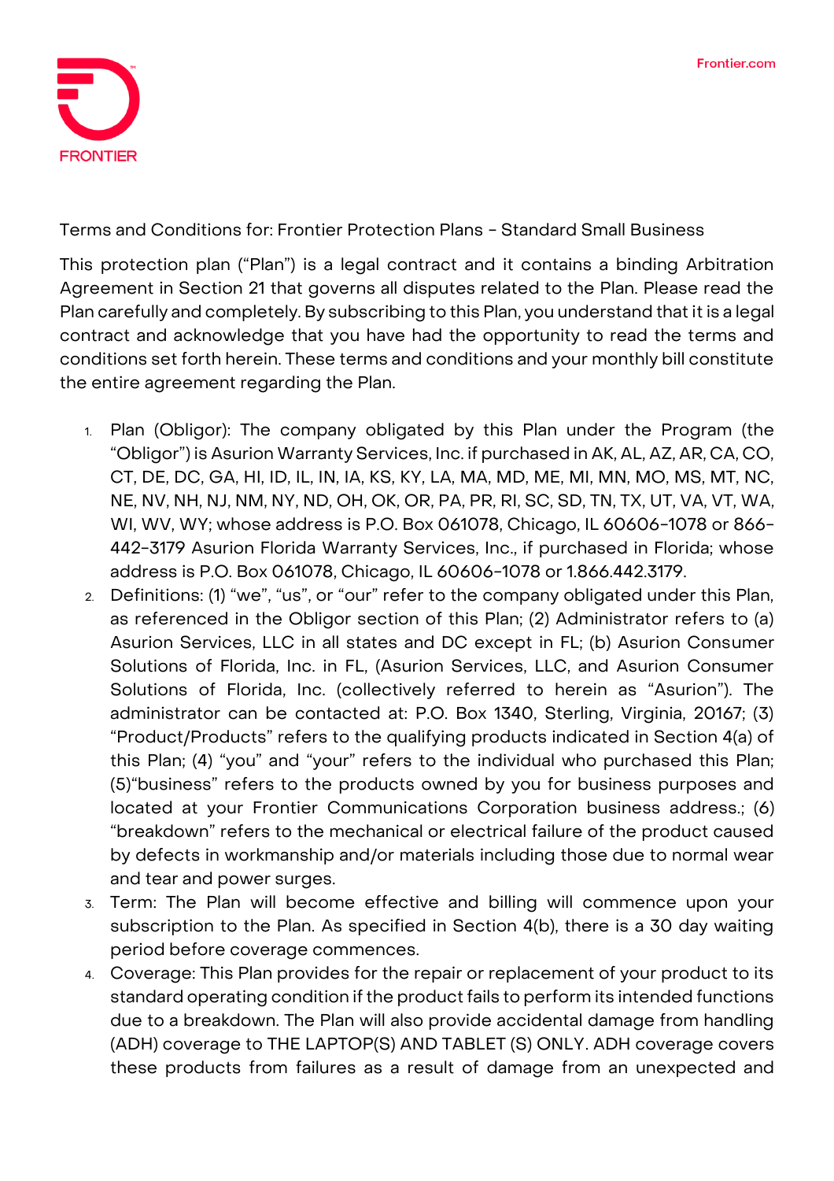# Terms and Conditions for: Frontier Protection Plans - Standard Small Business

This protection plan ("Plan") is a legal contract and it contains a binding Arbitration Agreement in Section 21 that governs all disputes related to the Plan. Please read the Plan carefully and completely. By subscribing to this Plan, you understand that it is a legal contract and acknowledge that you have had the opportunity to read the terms and conditions set forth herein. These terms and conditions and your monthly bill constitute the entire agreement regarding the Plan.

1. Plan (Obligor): The company obligated by this Plan under the Program (the "Obligor") is Asurion Warranty Services, Inc. if purchased in AK, AL, AZ, AR, CA, CO, CT, DE, DC, GA, HI, ID, IL, IN, IA, KS, KY, LA, MA, MD, ME, MI, MN, MO, MS, MT, NC, NE, NV, NH, NJ, NM, NY, ND, OH, OK, OR, PA, PR, RI, SC, SD, TN, TX, UT, VA, VT, WA, WI, WV, WY; whose address is P.O. Box 061078, Chicago, IL 60606-1078 or 866-442-3179 Asurion Florida Warranty Services, Inc., if purchased in Florida; whose address is P.O. Box 061078, Chicago, IL 60606-1078 or 1.866.442.3179.
2. Definitions: (1) "we", "us", or "our" refer to the company obligated under this Plan, as referenced in the Obligor section of this Plan; (2) Administrator refers to (a) Asurion Services, LLC in all states and DC except in FL; (b) Asurion Consumer Solutions of Florida, Inc. in FL, (Asurion Services, LLC, and Asurion Consumer Solutions of Florida, Inc. (collectively referred to herein as "Asurion"). The administrator can be contacted at: P.O. Box 1340, Sterling, Virginia, 20167; (3) "Product/Products" refers to the qualifying products indicated in Section 4(a) of this Plan; (4) "you" and "your" refers to the individual who purchased this Plan; (5)"business" refers to the products owned by you for business purposes and located at your Frontier Communications Corporation business address.; (6) "breakdown" refers to the mechanical or electrical failure of the product caused by defects in workmanship and/or materials including those due to normal wear and tear and power surges.
3. Term: The Plan will become effective and billing will commence upon your subscription to the Plan. As specified in Section 4(b), there is a 30 day waiting period before coverage commences.
4. Coverage: This Plan provides for the repair or replacement of your product to its standard operating condition if the product fails to perform its intended functions due to a breakdown. The Plan will also provide accidental damage from handling (ADH) coverage to THE LAPTOP(S) AND TABLET (S) ONLY. ADH coverage covers these products from failures as a result of damage from an unexpected and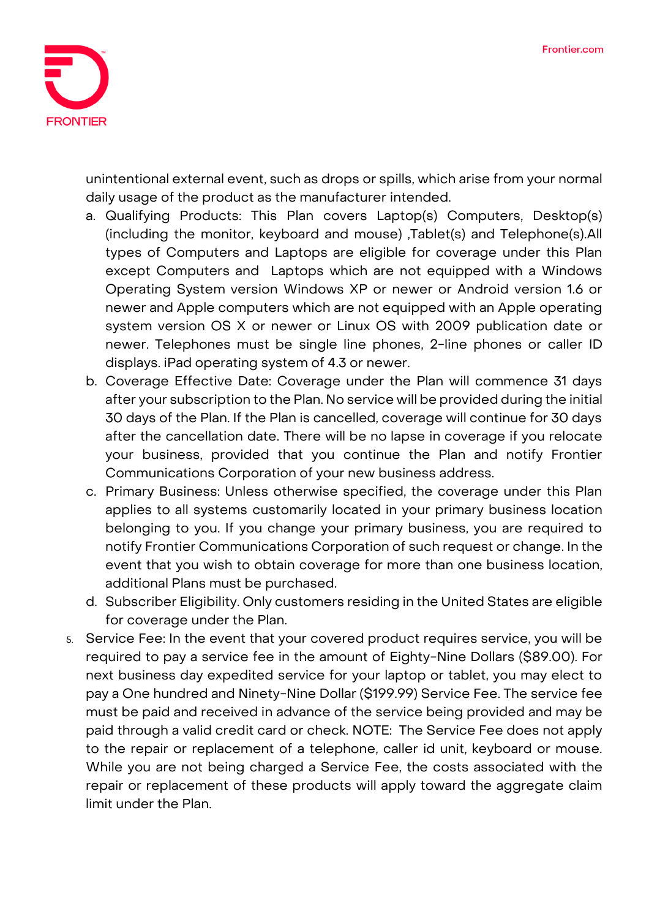unintentional external event, such as drops or spills, which arise from your normal daily usage of the product as the manufacturer intended.

   a. Qualifying Products: This Plan covers Laptop(s) Computers, Desktop(s) (including the monitor, keyboard and mouse) ,Tablet(s) and Telephone(s).All types of Computers and Laptops are eligible for coverage under this Plan except Computers and Laptops which are not equipped with a Windows Operating System version Windows XP or newer or Android version 1.6 or newer and Apple computers which are not equipped with an Apple operating system version OS X or newer or Linux OS with 2009 publication date or newer. Telephones must be single line phones, 2-line phones or caller ID displays. iPad operating system of 4.3 or newer.
   b. Coverage Effective Date: Coverage under the Plan will commence 31 days after your subscription to the Plan. No service will be provided during the initial 30 days of the Plan. If the Plan is cancelled, coverage will continue for 30 days after the cancellation date. There will be no lapse in coverage if you relocate your business, provided that you continue the Plan and notify Frontier Communications Corporation of your new business address.
   c. Primary Business: Unless otherwise specified, the coverage under this Plan applies to all systems customarily located in your primary business location belonging to you. If you change your primary business, you are required to notify Frontier Communications Corporation of such request or change. In the event that you wish to obtain coverage for more than one business location, additional Plans must be purchased.
   d. Subscriber Eligibility. Only customers residing in the United States are eligible for coverage under the Plan.

5. Service Fee: In the event that your covered product requires service, you will be required to pay a service fee in the amount of Eighty-Nine Dollars ($89.00). For next business day expedited service for your laptop or tablet, you may elect to pay a One hundred and Ninety-Nine Dollar ($199.99) Service Fee. The service fee must be paid and received in advance of the service being provided and may be paid through a valid credit card or check. NOTE: The Service Fee does not apply to the repair or replacement of a telephone, caller id unit, keyboard or mouse. While you are not being charged a Service Fee, the costs associated with the repair or replacement of these products will apply toward the aggregate claim limit under the Plan.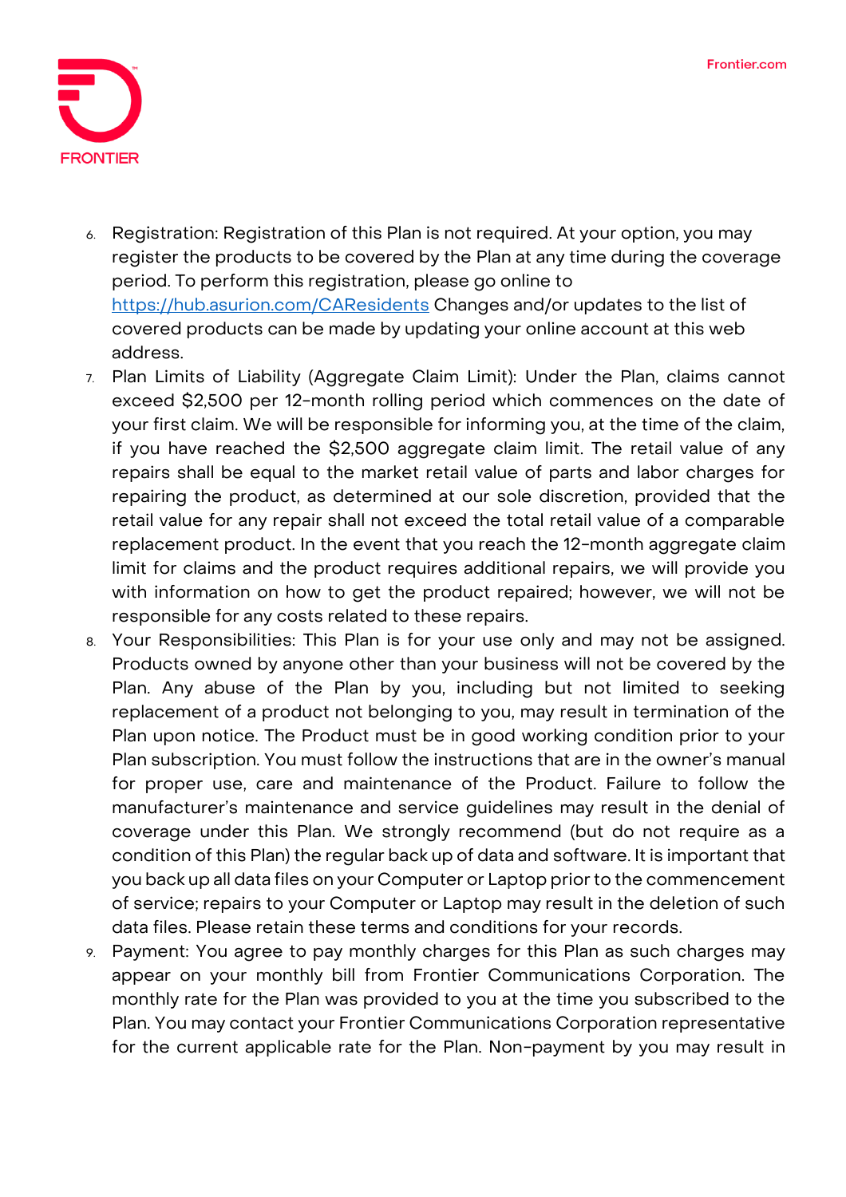6. Registration: Registration of this Plan is not required. At your option, you may register the products to be covered by the Plan at any time during the coverage period. To perform this registration, please go online to [https://hub.asurion.com/CAResidents](https://hub.asurion.com/CAResidents) Changes and/or updates to the list of covered products can be made by updating your online account at this web address.
7. Plan Limits of Liability (Aggregate Claim Limit): Under the Plan, claims cannot exceed $2,500 per 12-month rolling period which commences on the date of your first claim. We will be responsible for informing you, at the time of the claim, if you have reached the $2,500 aggregate claim limit. The retail value of any repairs shall be equal to the market retail value of parts and labor charges for repairing the product, as determined at our sole discretion, provided that the retail value for any repair shall not exceed the total retail value of a comparable replacement product. In the event that you reach the 12-month aggregate claim limit for claims and the product requires additional repairs, we will provide you with information on how to get the product repaired; however, we will not be responsible for any costs related to these repairs.
8. Your Responsibilities: This Plan is for your use only and may not be assigned. Products owned by anyone other than your business will not be covered by the Plan. Any abuse of the Plan by you, including but not limited to seeking replacement of a product not belonging to you, may result in termination of the Plan upon notice. The Product must be in good working condition prior to your Plan subscription. You must follow the instructions that are in the owner's manual for proper use, care and maintenance of the Product. Failure to follow the manufacturer's maintenance and service guidelines may result in the denial of coverage under this Plan. We strongly recommend (but do not require as a condition of this Plan) the regular back up of data and software. It is important that you back up all data files on your Computer or Laptop prior to the commencement of service; repairs to your Computer or Laptop may result in the deletion of such data files. Please retain these terms and conditions for your records.
9. Payment: You agree to pay monthly charges for this Plan as such charges may appear on your monthly bill from Frontier Communications Corporation. The monthly rate for the Plan was provided to you at the time you subscribed to the Plan. You may contact your Frontier Communications Corporation representative for the current applicable rate for the Plan. Non-payment by you may result in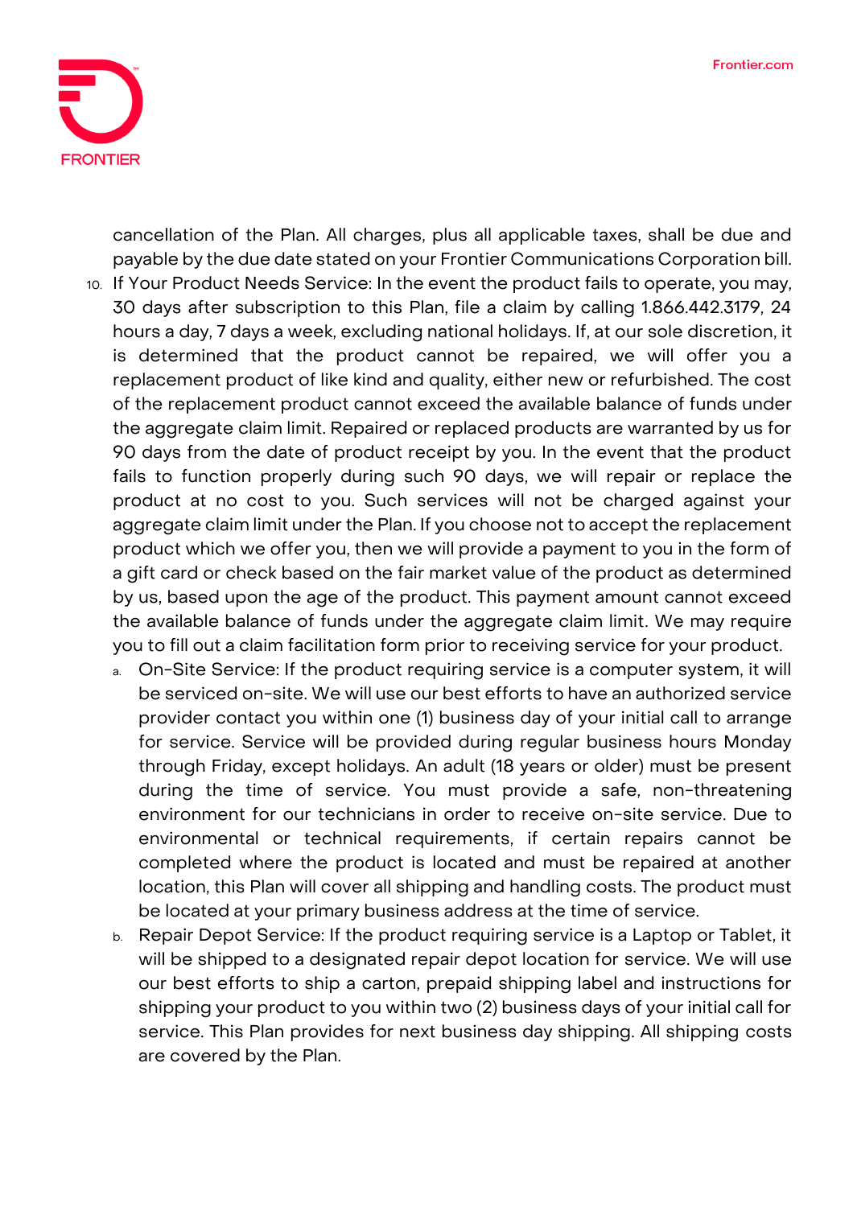cancellation of the Plan. All charges, plus all applicable taxes, shall be due and payable by the due date stated on your Frontier Communications Corporation bill.

10. If Your Product Needs Service: In the event the product fails to operate, you may, 30 days after subscription to this Plan, file a claim by calling 1.866.442.3179, 24 hours a day, 7 days a week, excluding national holidays. If, at our sole discretion, it is determined that the product cannot be repaired, we will offer you a replacement product of like kind and quality, either new or refurbished. The cost of the replacement product cannot exceed the available balance of funds under the aggregate claim limit. Repaired or replaced products are warranted by us for 90 days from the date of product receipt by you. In the event that the product fails to function properly during such 90 days, we will repair or replace the product at no cost to you. Such services will not be charged against your aggregate claim limit under the Plan. If you choose not to accept the replacement product which we offer you, then we will provide a payment to you in the form of a gift card or check based on the fair market value of the product as determined by us, based upon the age of the product. This payment amount cannot exceed the available balance of funds under the aggregate claim limit. We may require you to fill out a claim facilitation form prior to receiving service for your product.
    a. On-Site Service: If the product requiring service is a computer system, it will be serviced on-site. We will use our best efforts to have an authorized service provider contact you within one (1) business day of your initial call to arrange for service. Service will be provided during regular business hours Monday through Friday, except holidays. An adult (18 years or older) must be present during the time of service. You must provide a safe, non-threatening environment for our technicians in order to receive on-site service. Due to environmental or technical requirements, if certain repairs cannot be completed where the product is located and must be repaired at another location, this Plan will cover all shipping and handling costs. The product must be located at your primary business address at the time of service.
    b. Repair Depot Service: If the product requiring service is a Laptop or Tablet, it will be shipped to a designated repair depot location for service. We will use our best efforts to ship a carton, prepaid shipping label and instructions for shipping your product to you within two (2) business days of your initial call for service. This Plan provides for next business day shipping. All shipping costs are covered by the Plan.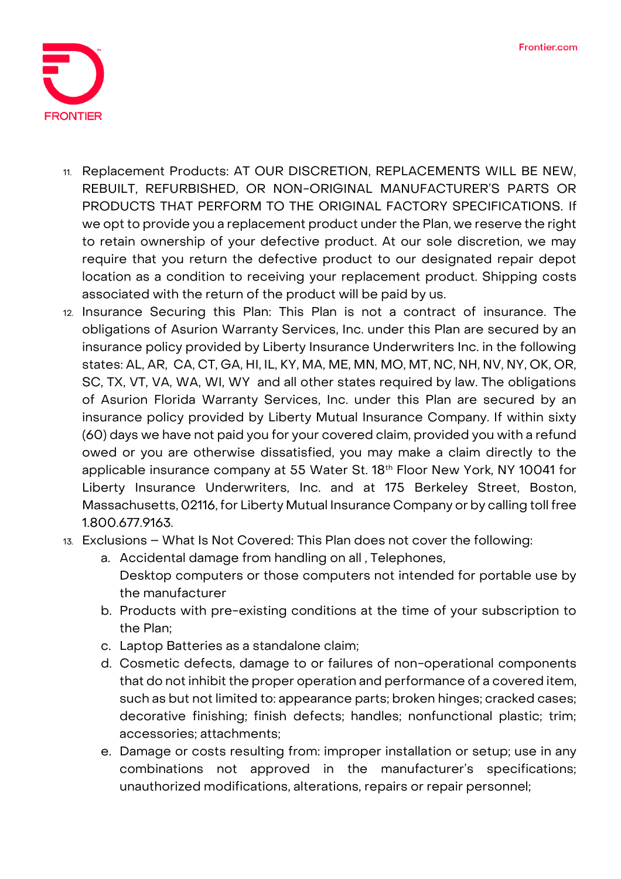11. Replacement Products: AT OUR DISCRETION, REPLACEMENTS WILL BE NEW, REBUILT, REFURBISHED, OR NON-ORIGINAL MANUFACTURER'S PARTS OR PRODUCTS THAT PERFORM TO THE ORIGINAL FACTORY SPECIFICATIONS. If we opt to provide you a replacement product under the Plan, we reserve the right to retain ownership of your defective product. At our sole discretion, we may require that you return the defective product to our designated repair depot location as a condition to receiving your replacement product. Shipping costs associated with the return of the product will be paid by us.
12. Insurance Securing this Plan: This Plan is not a contract of insurance. The obligations of Asurion Warranty Services, Inc. under this Plan are secured by an insurance policy provided by Liberty Insurance Underwriters Inc. in the following states: AL, AR, CA, CT, GA, HI, IL, KY, MA, ME, MN, MO, MT, NC, NH, NV, NY, OK, OR, SC, TX, VT, VA, WA, WI, WY and all other states required by law. The obligations of Asurion Florida Warranty Services, Inc. under this Plan are secured by an insurance policy provided by Liberty Mutual Insurance Company. If within sixty (60) days we have not paid you for your covered claim, provided you with a refund owed or you are otherwise dissatisfied, you may make a claim directly to the applicable insurance company at 55 Water St. 18th Floor New York, NY 10041 for Liberty Insurance Underwriters, Inc. and at 175 Berkeley Street, Boston, Massachusetts, 02116, for Liberty Mutual Insurance Company or by calling toll free 1.800.677.9163.
13. Exclusions – What Is Not Covered: This Plan does not cover the following:
    a. Accidental damage from handling on all , Telephones, Desktop computers or those computers not intended for portable use by the manufacturer
    b. Products with pre-existing conditions at the time of your subscription to the Plan;
    c. Laptop Batteries as a standalone claim;
    d. Cosmetic defects, damage to or failures of non-operational components that do not inhibit the proper operation and performance of a covered item, such as but not limited to: appearance parts; broken hinges; cracked cases; decorative finishing; finish defects; handles; nonfunctional plastic; trim; accessories; attachments;
    e. Damage or costs resulting from: improper installation or setup; use in any combinations not approved in the manufacturer's specifications; unauthorized modifications, alterations, repairs or repair personnel;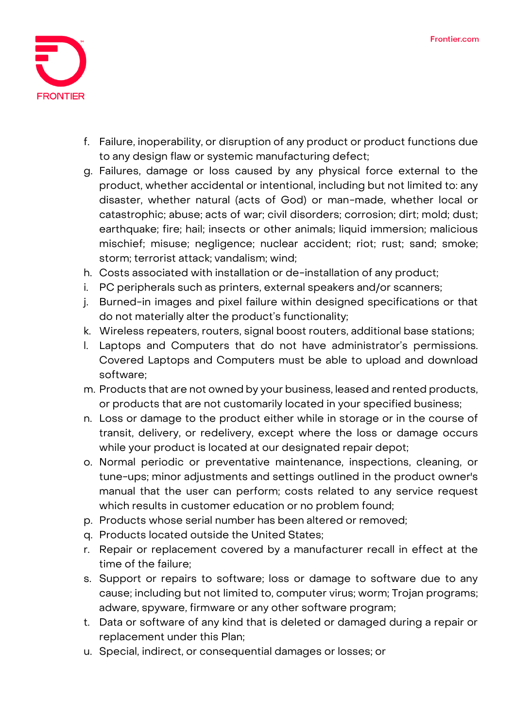f. Failure, inoperability, or disruption of any product or product functions due to any design flaw or systemic manufacturing defect;
g. Failures, damage or loss caused by any physical force external to the product, whether accidental or intentional, including but not limited to: any disaster, whether natural (acts of God) or man-made, whether local or catastrophic; abuse; acts of war; civil disorders; corrosion; dirt; mold; dust; earthquake; fire; hail; insects or other animals; liquid immersion; malicious mischief; misuse; negligence; nuclear accident; riot; rust; sand; smoke; storm; terrorist attack; vandalism; wind;
h. Costs associated with installation or de-installation of any product;
i. PC peripherals such as printers, external speakers and/or scanners;
j. Burned-in images and pixel failure within designed specifications or that do not materially alter the product's functionality;
k. Wireless repeaters, routers, signal boost routers, additional base stations;
l. Laptops and Computers that do not have administrator's permissions. Covered Laptops and Computers must be able to upload and download software;
m. Products that are not owned by your business, leased and rented products, or products that are not customarily located in your specified business;
n. Loss or damage to the product either while in storage or in the course of transit, delivery, or redelivery, except where the loss or damage occurs while your product is located at our designated repair depot;
o. Normal periodic or preventative maintenance, inspections, cleaning, or tune-ups; minor adjustments and settings outlined in the product owner's manual that the user can perform; costs related to any service request which results in customer education or no problem found;
p. Products whose serial number has been altered or removed;
q. Products located outside the United States;
r. Repair or replacement covered by a manufacturer recall in effect at the time of the failure;
s. Support or repairs to software; loss or damage to software due to any cause; including but not limited to, computer virus; worm; Trojan programs; adware, spyware, firmware or any other software program;
t. Data or software of any kind that is deleted or damaged during a repair or replacement under this Plan;
u. Special, indirect, or consequential damages or losses; or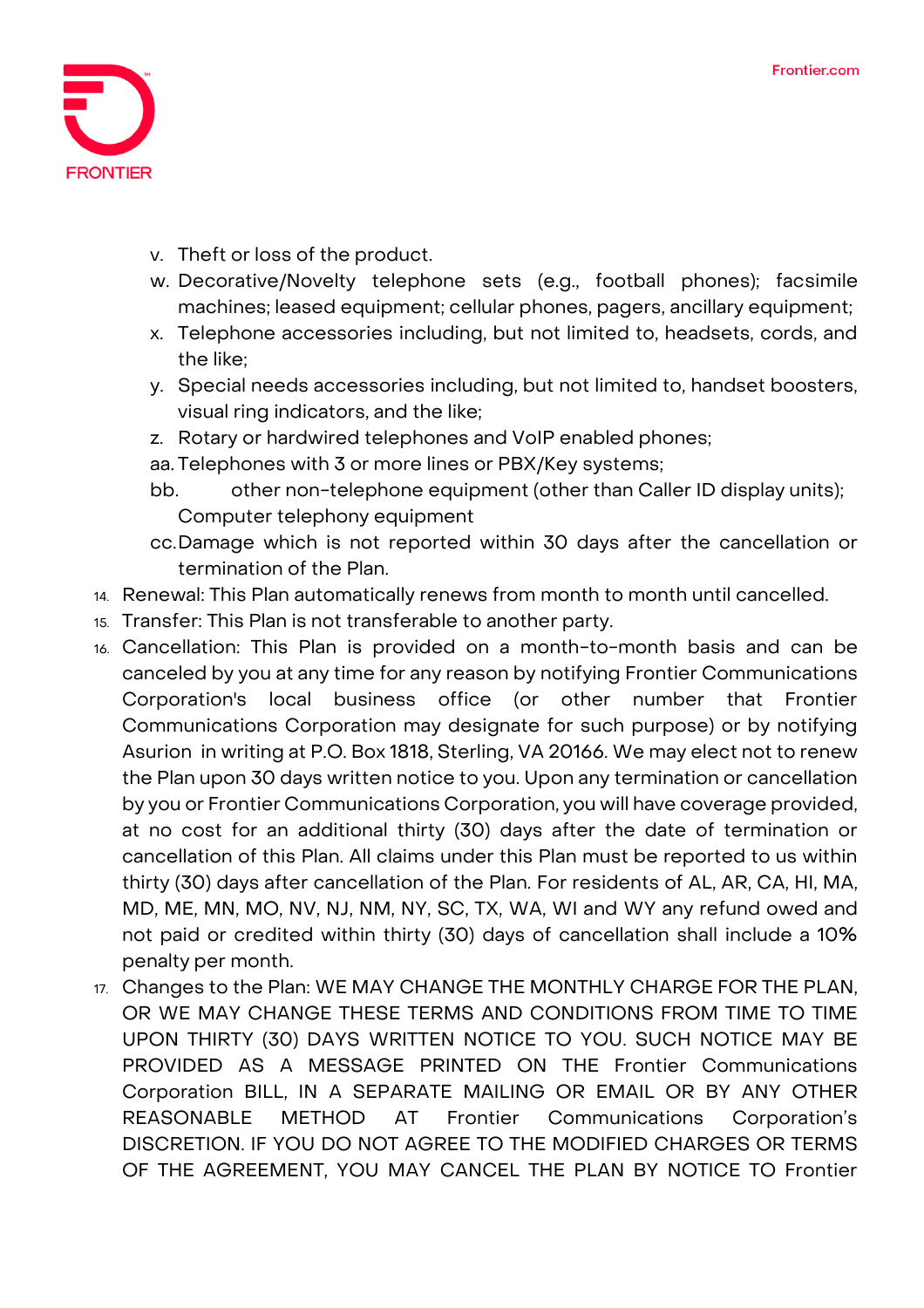v. Theft or loss of the product.
w. Decorative/Novelty telephone sets (e.g., football phones); facsimile machines; leased equipment; cellular phones, pagers, ancillary equipment;
x. Telephone accessories including, but not limited to, headsets, cords, and the like;
y. Special needs accessories including, but not limited to, handset boosters, visual ring indicators, and the like;
z. Rotary or hardwired telephones and VoIP enabled phones;
aa. Telephones with 3 or more lines or PBX/Key systems;
bb. other non-telephone equipment (other than Caller ID display units); Computer telephony equipment
cc. Damage which is not reported within 30 days after the cancellation or termination of the Plan.

14. Renewal: This Plan automatically renews from month to month until cancelled.
15. Transfer: This Plan is not transferable to another party.
16. Cancellation: This Plan is provided on a month-to-month basis and can be canceled by you at any time for any reason by notifying Frontier Communications Corporation's local business office (or other number that Frontier Communications Corporation may designate for such purpose) or by notifying Asurion in writing at P.O. Box 1818, Sterling, VA 20166. We may elect not to renew the Plan upon 30 days written notice to you. Upon any termination or cancellation by you or Frontier Communications Corporation, you will have coverage provided, at no cost for an additional thirty (30) days after the date of termination or cancellation of this Plan. All claims under this Plan must be reported to us within thirty (30) days after cancellation of the Plan. For residents of AL, AR, CA, HI, MA, MD, ME, MN, MO, NV, NJ, NM, NY, SC, TX, WA, WI and WY any refund owed and not paid or credited within thirty (30) days of cancellation shall include a 10% penalty per month.
17. Changes to the Plan: WE MAY CHANGE THE MONTHLY CHARGE FOR THE PLAN, OR WE MAY CHANGE THESE TERMS AND CONDITIONS FROM TIME TO TIME UPON THIRTY (30) DAYS WRITTEN NOTICE TO YOU. SUCH NOTICE MAY BE PROVIDED AS A MESSAGE PRINTED ON THE Frontier Communications Corporation BILL, IN A SEPARATE MAILING OR EMAIL OR BY ANY OTHER REASONABLE METHOD AT Frontier Communications Corporation's DISCRETION. IF YOU DO NOT AGREE TO THE MODIFIED CHARGES OR TERMS OF THE AGREEMENT, YOU MAY CANCEL THE PLAN BY NOTICE TO Frontier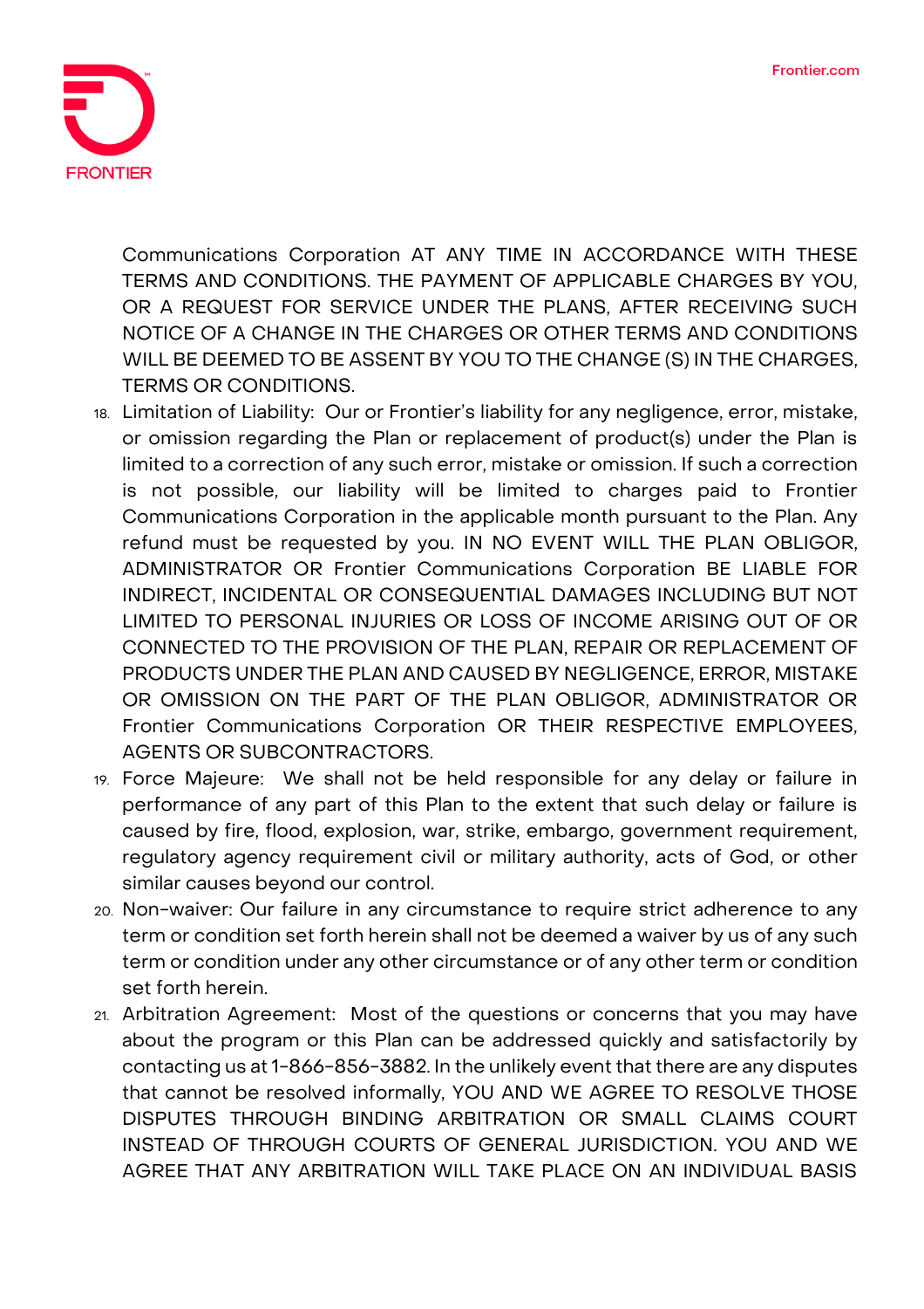Communications Corporation AT ANY TIME IN ACCORDANCE WITH THESE TERMS AND CONDITIONS. THE PAYMENT OF APPLICABLE CHARGES BY YOU, OR A REQUEST FOR SERVICE UNDER THE PLANS, AFTER RECEIVING SUCH NOTICE OF A CHANGE IN THE CHARGES OR OTHER TERMS AND CONDITIONS WILL BE DEEMED TO BE ASSENT BY YOU TO THE CHANGE (S) IN THE CHARGES, TERMS OR CONDITIONS.

18. Limitation of Liability: Our or Frontier's liability for any negligence, error, mistake, or omission regarding the Plan or replacement of product(s) under the Plan is limited to a correction of any such error, mistake or omission. If such a correction is not possible, our liability will be limited to charges paid to Frontier Communications Corporation in the applicable month pursuant to the Plan. Any refund must be requested by you. IN NO EVENT WILL THE PLAN OBLIGOR, ADMINISTRATOR OR Frontier Communications Corporation BE LIABLE FOR INDIRECT, INCIDENTAL OR CONSEQUENTIAL DAMAGES INCLUDING BUT NOT LIMITED TO PERSONAL INJURIES OR LOSS OF INCOME ARISING OUT OF OR CONNECTED TO THE PROVISION OF THE PLAN, REPAIR OR REPLACEMENT OF PRODUCTS UNDER THE PLAN AND CAUSED BY NEGLIGENCE, ERROR, MISTAKE OR OMISSION ON THE PART OF THE PLAN OBLIGOR, ADMINISTRATOR OR Frontier Communications Corporation OR THEIR RESPECTIVE EMPLOYEES, AGENTS OR SUBCONTRACTORS.
19. Force Majeure: We shall not be held responsible for any delay or failure in performance of any part of this Plan to the extent that such delay or failure is caused by fire, flood, explosion, war, strike, embargo, government requirement, regulatory agency requirement civil or military authority, acts of God, or other similar causes beyond our control.
20. Non-waiver: Our failure in any circumstance to require strict adherence to any term or condition set forth herein shall not be deemed a waiver by us of any such term or condition under any other circumstance or of any other term or condition set forth herein.
21. Arbitration Agreement: Most of the questions or concerns that you may have about the program or this Plan can be addressed quickly and satisfactorily by contacting us at 1-866-856-3882. In the unlikely event that there are any disputes that cannot be resolved informally, YOU AND WE AGREE TO RESOLVE THOSE DISPUTES THROUGH BINDING ARBITRATION OR SMALL CLAIMS COURT INSTEAD OF THROUGH COURTS OF GENERAL JURISDICTION. YOU AND WE AGREE THAT ANY ARBITRATION WILL TAKE PLACE ON AN INDIVIDUAL BASIS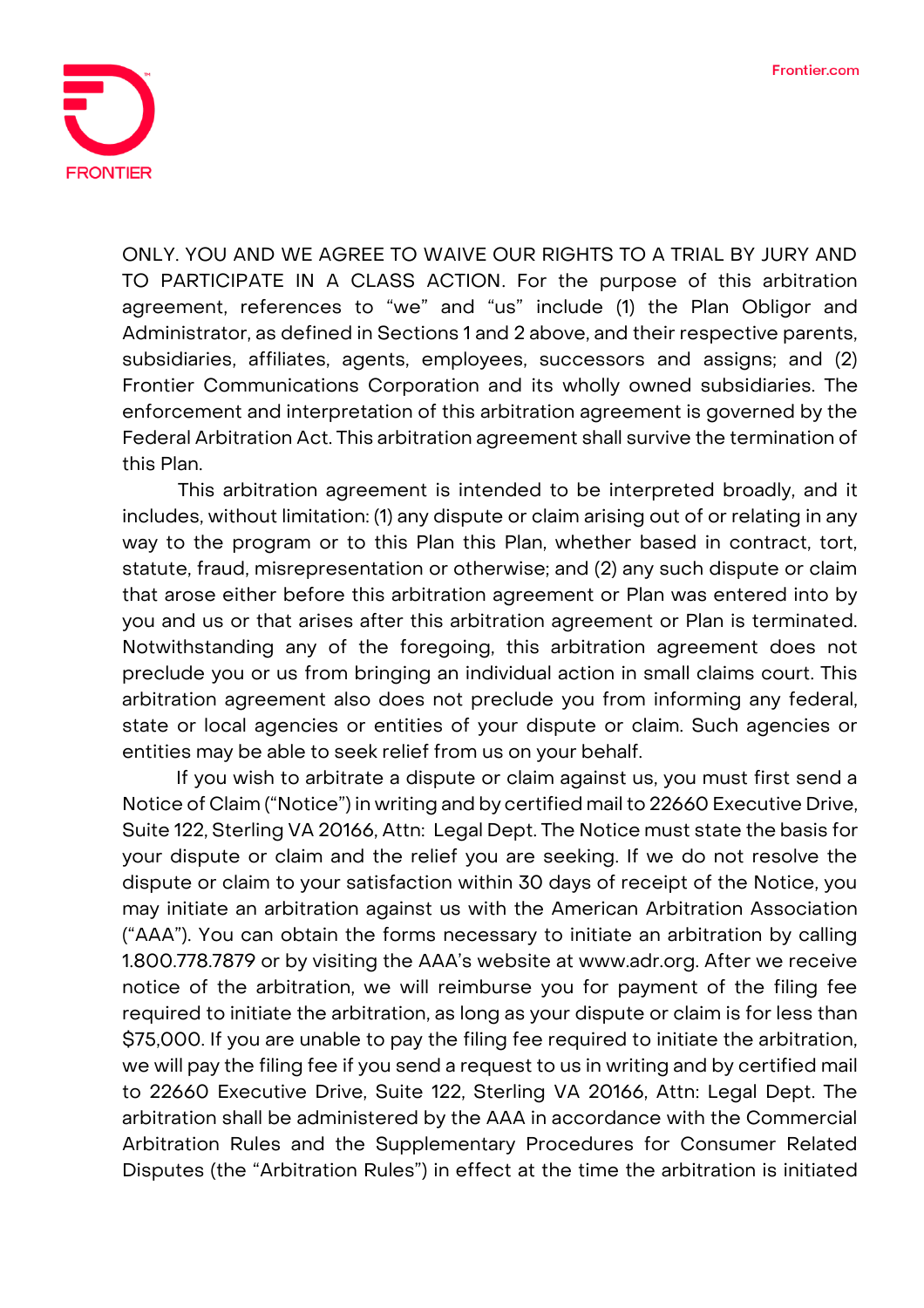ONLY. YOU AND WE AGREE TO WAIVE OUR RIGHTS TO A TRIAL BY JURY AND TO PARTICIPATE IN A CLASS ACTION. For the purpose of this arbitration agreement, references to "we" and "us" include (1) the Plan Obligor and Administrator, as defined in Sections 1 and 2 above, and their respective parents, subsidiaries, affiliates, agents, employees, successors and assigns; and (2) Frontier Communications Corporation and its wholly owned subsidiaries. The enforcement and interpretation of this arbitration agreement is governed by the Federal Arbitration Act. This arbitration agreement shall survive the termination of this Plan.

This arbitration agreement is intended to be interpreted broadly, and it includes, without limitation: (1) any dispute or claim arising out of or relating in any way to the program or to this Plan this Plan, whether based in contract, tort, statute, fraud, misrepresentation or otherwise; and (2) any such dispute or claim that arose either before this arbitration agreement or Plan was entered into by you and us or that arises after this arbitration agreement or Plan is terminated. Notwithstanding any of the foregoing, this arbitration agreement does not preclude you or us from bringing an individual action in small claims court. This arbitration agreement also does not preclude you from informing any federal, state or local agencies or entities of your dispute or claim. Such agencies or entities may be able to seek relief from us on your behalf.

If you wish to arbitrate a dispute or claim against us, you must first send a Notice of Claim ("Notice") in writing and by certified mail to 22660 Executive Drive, Suite 122, Sterling VA 20166, Attn: Legal Dept. The Notice must state the basis for your dispute or claim and the relief you are seeking. If we do not resolve the dispute or claim to your satisfaction within 30 days of receipt of the Notice, you may initiate an arbitration against us with the American Arbitration Association ("AAA"). You can obtain the forms necessary to initiate an arbitration by calling 1.800.778.7879 or by visiting the AAA's website at www.adr.org. After we receive notice of the arbitration, we will reimburse you for payment of the filing fee required to initiate the arbitration, as long as your dispute or claim is for less than $75,000. If you are unable to pay the filing fee required to initiate the arbitration, we will pay the filing fee if you send a request to us in writing and by certified mail to 22660 Executive Drive, Suite 122, Sterling VA 20166, Attn: Legal Dept. The arbitration shall be administered by the AAA in accordance with the Commercial Arbitration Rules and the Supplementary Procedures for Consumer Related Disputes (the "Arbitration Rules") in effect at the time the arbitration is initiated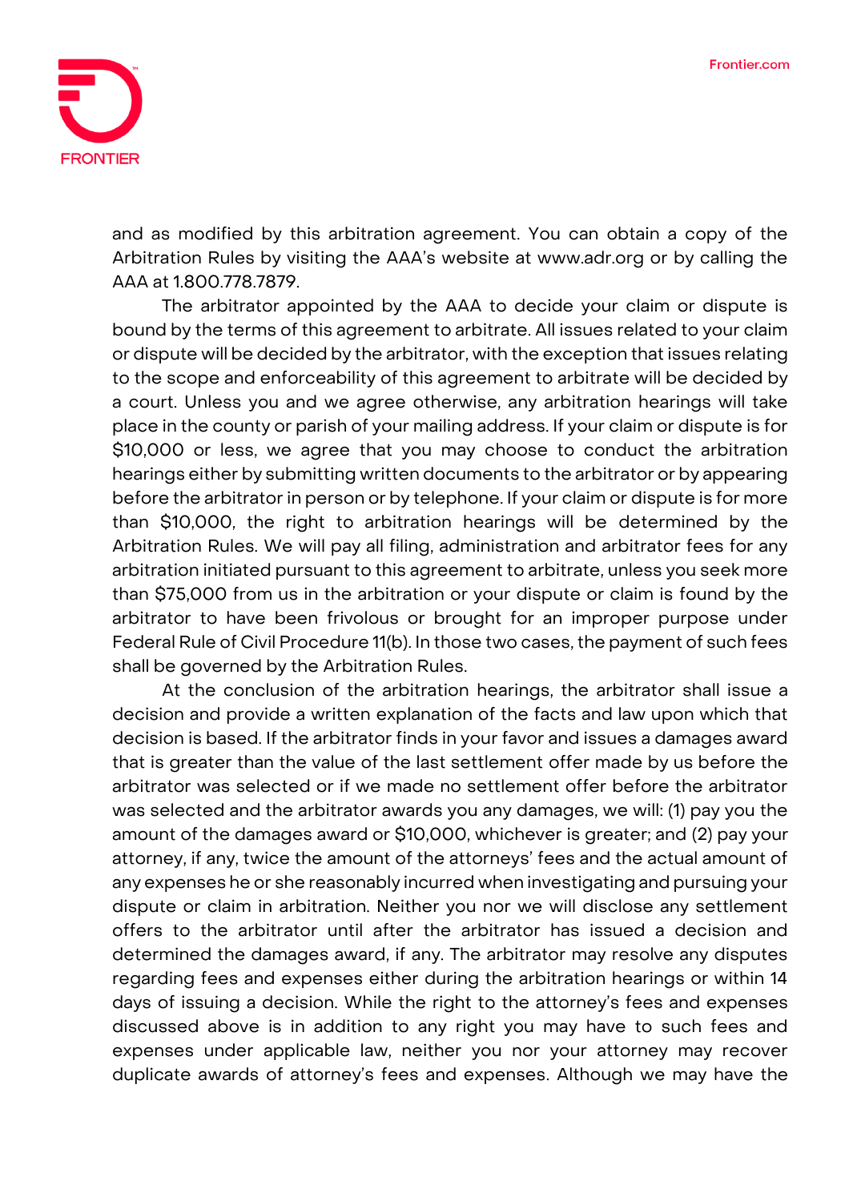and as modified by this arbitration agreement. You can obtain a copy of the Arbitration Rules by visiting the AAA's website at www.adr.org or by calling the AAA at 1.800.778.7879.

The arbitrator appointed by the AAA to decide your claim or dispute is bound by the terms of this agreement to arbitrate. All issues related to your claim or dispute will be decided by the arbitrator, with the exception that issues relating to the scope and enforceability of this agreement to arbitrate will be decided by a court. Unless you and we agree otherwise, any arbitration hearings will take place in the county or parish of your mailing address. If your claim or dispute is for $10,000 or less, we agree that you may choose to conduct the arbitration hearings either by submitting written documents to the arbitrator or by appearing before the arbitrator in person or by telephone. If your claim or dispute is for more than $10,000, the right to arbitration hearings will be determined by the Arbitration Rules. We will pay all filing, administration and arbitrator fees for any arbitration initiated pursuant to this agreement to arbitrate, unless you seek more than $75,000 from us in the arbitration or your dispute or claim is found by the arbitrator to have been frivolous or brought for an improper purpose under Federal Rule of Civil Procedure 11(b). In those two cases, the payment of such fees shall be governed by the Arbitration Rules.

At the conclusion of the arbitration hearings, the arbitrator shall issue a decision and provide a written explanation of the facts and law upon which that decision is based. If the arbitrator finds in your favor and issues a damages award that is greater than the value of the last settlement offer made by us before the arbitrator was selected or if we made no settlement offer before the arbitrator was selected and the arbitrator awards you any damages, we will: (1) pay you the amount of the damages award or $10,000, whichever is greater; and (2) pay your attorney, if any, twice the amount of the attorneys' fees and the actual amount of any expenses he or she reasonably incurred when investigating and pursuing your dispute or claim in arbitration. Neither you nor we will disclose any settlement offers to the arbitrator until after the arbitrator has issued a decision and determined the damages award, if any. The arbitrator may resolve any disputes regarding fees and expenses either during the arbitration hearings or within 14 days of issuing a decision. While the right to the attorney's fees and expenses discussed above is in addition to any right you may have to such fees and expenses under applicable law, neither you nor your attorney may recover duplicate awards of attorney's fees and expenses. Although we may have the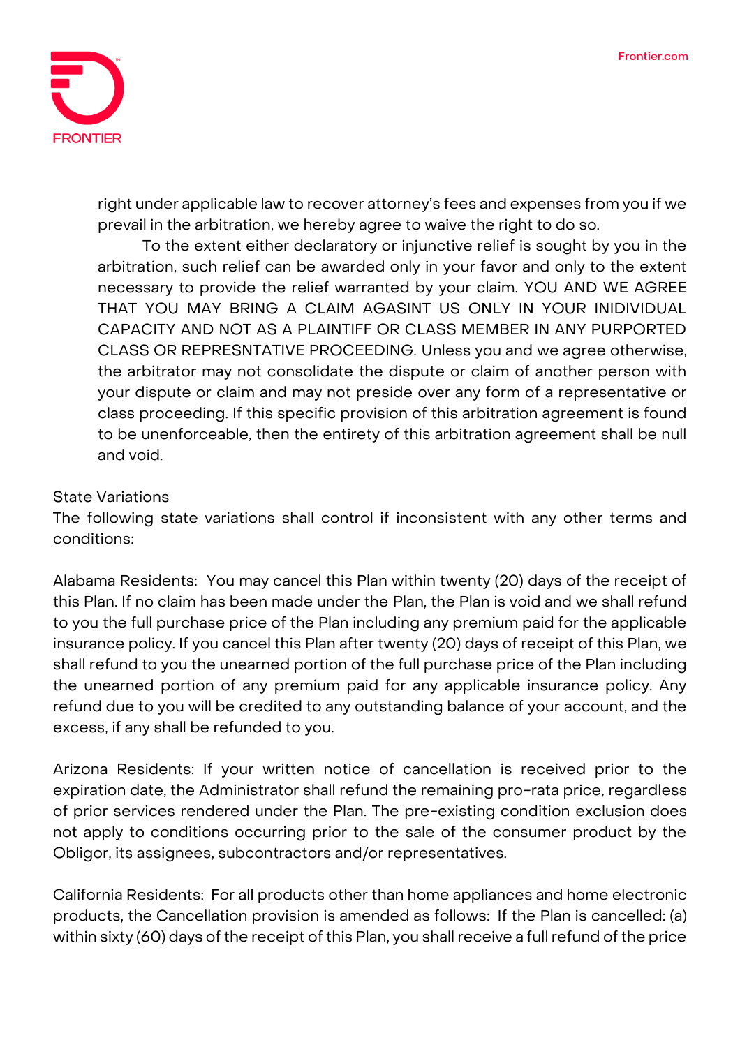right under applicable law to recover attorney's fees and expenses from you if we prevail in the arbitration, we hereby agree to waive the right to do so.

To the extent either declaratory or injunctive relief is sought by you in the arbitration, such relief can be awarded only in your favor and only to the extent necessary to provide the relief warranted by your claim. YOU AND WE AGREE THAT YOU MAY BRING A CLAIM AGASINT US ONLY IN YOUR INIDIVIDUAL CAPACITY AND NOT AS A PLAINTIFF OR CLASS MEMBER IN ANY PURPORTED CLASS OR REPRESNTATIVE PROCEEDING. Unless you and we agree otherwise, the arbitrator may not consolidate the dispute or claim of another person with your dispute or claim and may not preside over any form of a representative or class proceeding. If this specific provision of this arbitration agreement is found to be unenforceable, then the entirety of this arbitration agreement shall be null and void.

State Variations

The following state variations shall control if inconsistent with any other terms and conditions:

Alabama Residents: You may cancel this Plan within twenty (20) days of the receipt of this Plan. If no claim has been made under the Plan, the Plan is void and we shall refund to you the full purchase price of the Plan including any premium paid for the applicable insurance policy. If you cancel this Plan after twenty (20) days of receipt of this Plan, we shall refund to you the unearned portion of the full purchase price of the Plan including the unearned portion of any premium paid for any applicable insurance policy. Any refund due to you will be credited to any outstanding balance of your account, and the excess, if any shall be refunded to you.

Arizona Residents: If your written notice of cancellation is received prior to the expiration date, the Administrator shall refund the remaining pro-rata price, regardless of prior services rendered under the Plan. The pre-existing condition exclusion does not apply to conditions occurring prior to the sale of the consumer product by the Obligor, its assignees, subcontractors and/or representatives.

California Residents: For all products other than home appliances and home electronic products, the Cancellation provision is amended as follows: If the Plan is cancelled: (a) within sixty (60) days of the receipt of this Plan, you shall receive a full refund of the price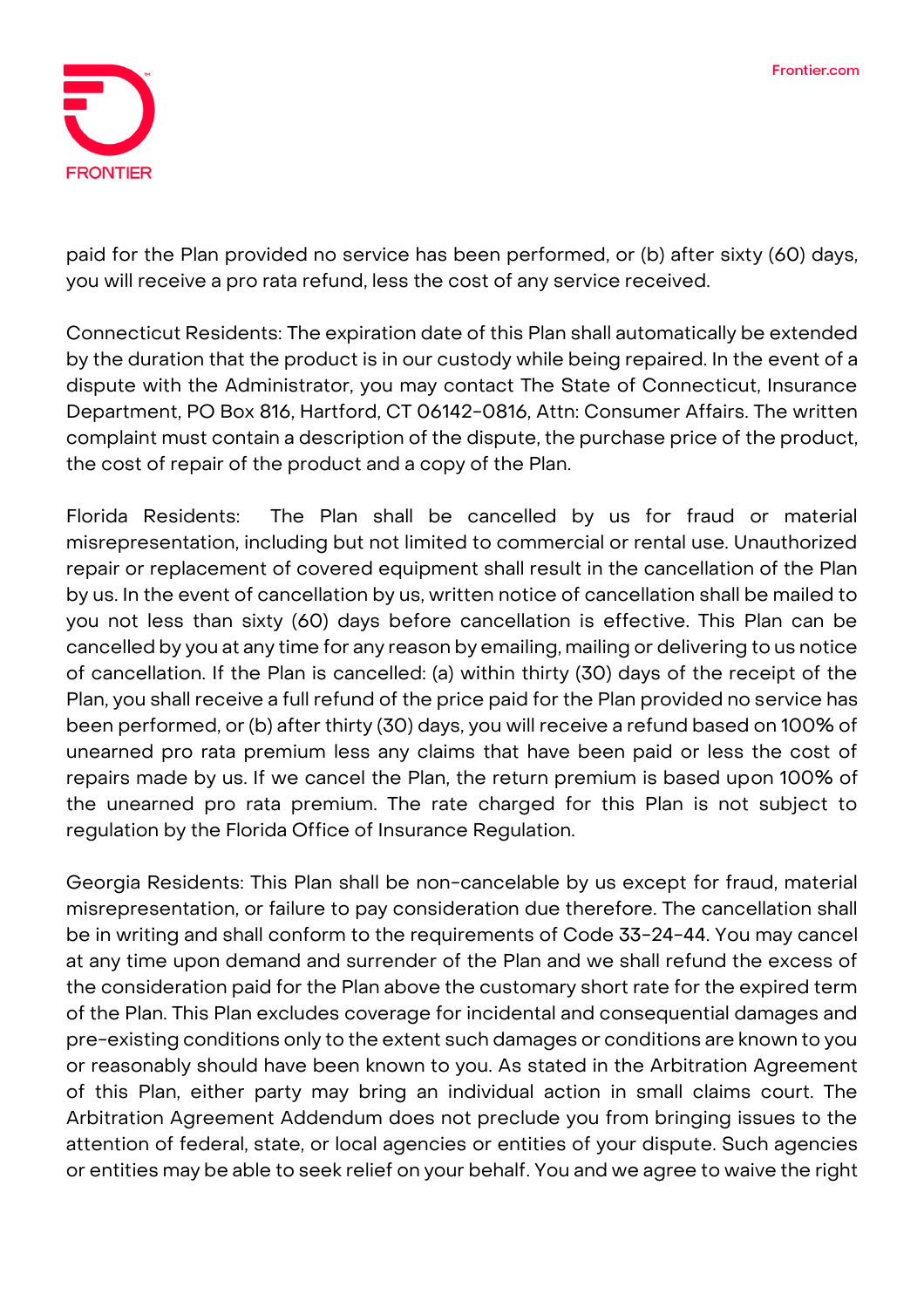paid for the Plan provided no service has been performed, or (b) after sixty (60) days, you will receive a pro rata refund, less the cost of any service received.

Connecticut Residents: The expiration date of this Plan shall automatically be extended by the duration that the product is in our custody while being repaired. In the event of a dispute with the Administrator, you may contact The State of Connecticut, Insurance Department, PO Box 816, Hartford, CT 06142-0816, Attn: Consumer Affairs. The written complaint must contain a description of the dispute, the purchase price of the product, the cost of repair of the product and a copy of the Plan.

Florida Residents: The Plan shall be cancelled by us for fraud or material misrepresentation, including but not limited to commercial or rental use. Unauthorized repair or replacement of covered equipment shall result in the cancellation of the Plan by us. In the event of cancellation by us, written notice of cancellation shall be mailed to you not less than sixty (60) days before cancellation is effective. This Plan can be cancelled by you at any time for any reason by emailing, mailing or delivering to us notice of cancellation. If the Plan is cancelled: (a) within thirty (30) days of the receipt of the Plan, you shall receive a full refund of the price paid for the Plan provided no service has been performed, or (b) after thirty (30) days, you will receive a refund based on 100% of unearned pro rata premium less any claims that have been paid or less the cost of repairs made by us. If we cancel the Plan, the return premium is based upon 100% of the unearned pro rata premium. The rate charged for this Plan is not subject to regulation by the Florida Office of Insurance Regulation.

Georgia Residents: This Plan shall be non-cancelable by us except for fraud, material misrepresentation, or failure to pay consideration due therefore. The cancellation shall be in writing and shall conform to the requirements of Code 33-24-44. You may cancel at any time upon demand and surrender of the Plan and we shall refund the excess of the consideration paid for the Plan above the customary short rate for the expired term of the Plan. This Plan excludes coverage for incidental and consequential damages and pre-existing conditions only to the extent such damages or conditions are known to you or reasonably should have been known to you. As stated in the Arbitration Agreement of this Plan, either party may bring an individual action in small claims court. The Arbitration Agreement Addendum does not preclude you from bringing issues to the attention of federal, state, or local agencies or entities of your dispute. Such agencies or entities may be able to seek relief on your behalf. You and we agree to waive the right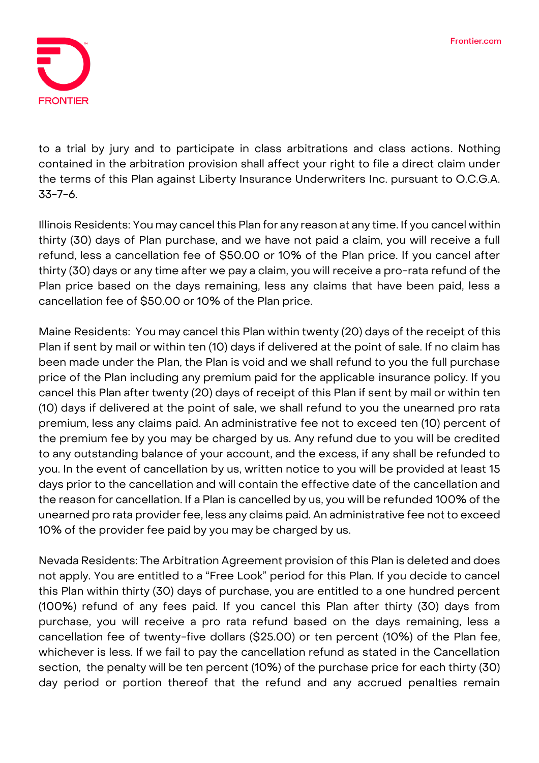to a trial by jury and to participate in class arbitrations and class actions. Nothing contained in the arbitration provision shall affect your right to file a direct claim under the terms of this Plan against Liberty Insurance Underwriters Inc. pursuant to O.C.G.A. 33-7-6.

Illinois Residents: You may cancel this Plan for any reason at any time. If you cancel within thirty (30) days of Plan purchase, and we have not paid a claim, you will receive a full refund, less a cancellation fee of $50.00 or 10% of the Plan price. If you cancel after thirty (30) days or any time after we pay a claim, you will receive a pro-rata refund of the Plan price based on the days remaining, less any claims that have been paid, less a cancellation fee of $50.00 or 10% of the Plan price.

Maine Residents: You may cancel this Plan within twenty (20) days of the receipt of this Plan if sent by mail or within ten (10) days if delivered at the point of sale. If no claim has been made under the Plan, the Plan is void and we shall refund to you the full purchase price of the Plan including any premium paid for the applicable insurance policy. If you cancel this Plan after twenty (20) days of receipt of this Plan if sent by mail or within ten (10) days if delivered at the point of sale, we shall refund to you the unearned pro rata premium, less any claims paid. An administrative fee not to exceed ten (10) percent of the premium fee by you may be charged by us. Any refund due to you will be credited to any outstanding balance of your account, and the excess, if any shall be refunded to you. In the event of cancellation by us, written notice to you will be provided at least 15 days prior to the cancellation and will contain the effective date of the cancellation and the reason for cancellation. If a Plan is cancelled by us, you will be refunded 100% of the unearned pro rata provider fee, less any claims paid. An administrative fee not to exceed 10% of the provider fee paid by you may be charged by us.

Nevada Residents: The Arbitration Agreement provision of this Plan is deleted and does not apply. You are entitled to a "Free Look" period for this Plan. If you decide to cancel this Plan within thirty (30) days of purchase, you are entitled to a one hundred percent (100%) refund of any fees paid. If you cancel this Plan after thirty (30) days from purchase, you will receive a pro rata refund based on the days remaining, less a cancellation fee of twenty-five dollars ($25.00) or ten percent (10%) of the Plan fee, whichever is less. If we fail to pay the cancellation refund as stated in the Cancellation section, the penalty will be ten percent (10%) of the purchase price for each thirty (30) day period or portion thereof that the refund and any accrued penalties remain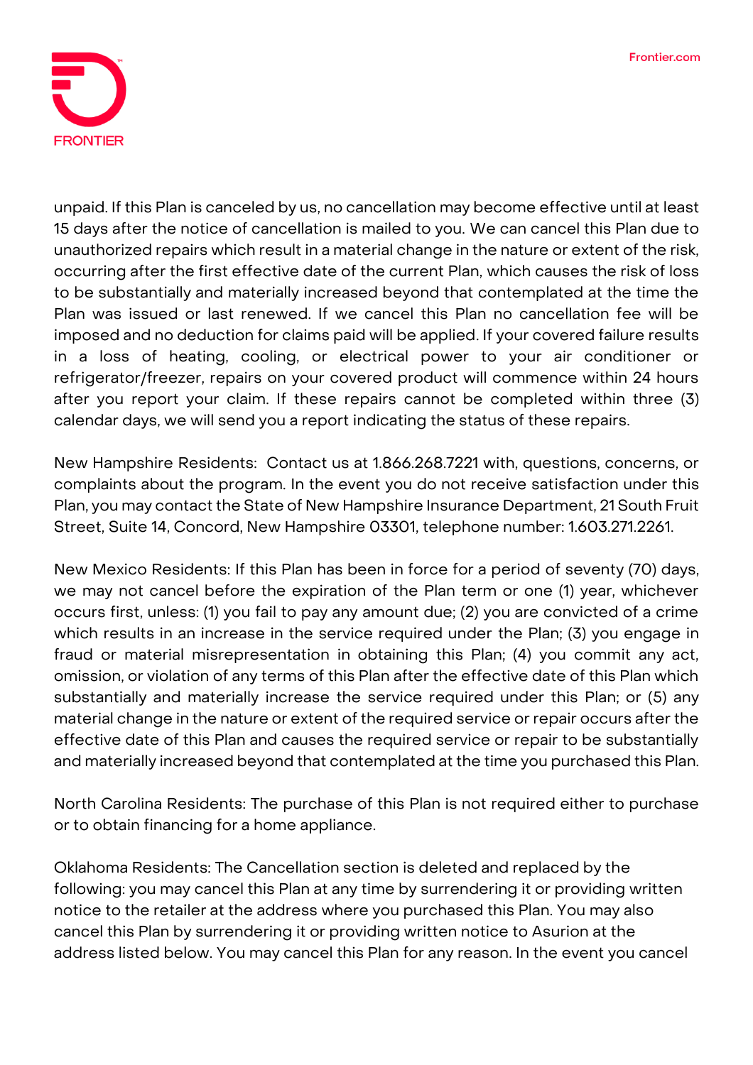unpaid. If this Plan is canceled by us, no cancellation may become effective until at least 15 days after the notice of cancellation is mailed to you. We can cancel this Plan due to unauthorized repairs which result in a material change in the nature or extent of the risk, occurring after the first effective date of the current Plan, which causes the risk of loss to be substantially and materially increased beyond that contemplated at the time the Plan was issued or last renewed. If we cancel this Plan no cancellation fee will be imposed and no deduction for claims paid will be applied. If your covered failure results in a loss of heating, cooling, or electrical power to your air conditioner or refrigerator/freezer, repairs on your covered product will commence within 24 hours after you report your claim. If these repairs cannot be completed within three (3) calendar days, we will send you a report indicating the status of these repairs.

New Hampshire Residents: Contact us at 1.866.268.7221 with, questions, concerns, or complaints about the program. In the event you do not receive satisfaction under this Plan, you may contact the State of New Hampshire Insurance Department, 21 South Fruit Street, Suite 14, Concord, New Hampshire 03301, telephone number: 1.603.271.2261.

New Mexico Residents: If this Plan has been in force for a period of seventy (70) days, we may not cancel before the expiration of the Plan term or one (1) year, whichever occurs first, unless: (1) you fail to pay any amount due; (2) you are convicted of a crime which results in an increase in the service required under the Plan; (3) you engage in fraud or material misrepresentation in obtaining this Plan; (4) you commit any act, omission, or violation of any terms of this Plan after the effective date of this Plan which substantially and materially increase the service required under this Plan; or (5) any material change in the nature or extent of the required service or repair occurs after the effective date of this Plan and causes the required service or repair to be substantially and materially increased beyond that contemplated at the time you purchased this Plan.

North Carolina Residents: The purchase of this Plan is not required either to purchase or to obtain financing for a home appliance.

Oklahoma Residents: The Cancellation section is deleted and replaced by the following: you may cancel this Plan at any time by surrendering it or providing written notice to the retailer at the address where you purchased this Plan. You may also cancel this Plan by surrendering it or providing written notice to Asurion at the address listed below. You may cancel this Plan for any reason. In the event you cancel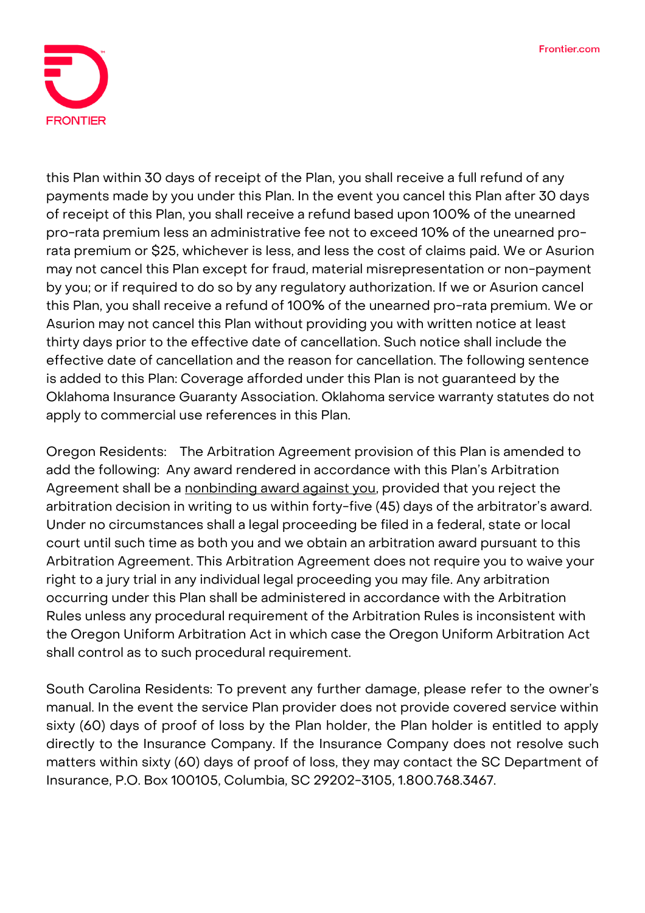this Plan within 30 days of receipt of the Plan, you shall receive a full refund of any payments made by you under this Plan. In the event you cancel this Plan after 30 days of receipt of this Plan, you shall receive a refund based upon 100% of the unearned pro-rata premium less an administrative fee not to exceed 10% of the unearned pro-rata premium or $25, whichever is less, and less the cost of claims paid. We or Asurion may not cancel this Plan except for fraud, material misrepresentation or non-payment by you; or if required to do so by any regulatory authorization. If we or Asurion cancel this Plan, you shall receive a refund of 100% of the unearned pro-rata premium. We or Asurion may not cancel this Plan without providing you with written notice at least thirty days prior to the effective date of cancellation. Such notice shall include the effective date of cancellation and the reason for cancellation. The following sentence is added to this Plan: Coverage afforded under this Plan is not guaranteed by the Oklahoma Insurance Guaranty Association. Oklahoma service warranty statutes do not apply to commercial use references in this Plan.

Oregon Residents: The Arbitration Agreement provision of this Plan is amended to add the following: Any award rendered in accordance with this Plan's Arbitration Agreement shall be a <u>nonbinding award against you</u>, provided that you reject the arbitration decision in writing to us within forty-five (45) days of the arbitrator's award. Under no circumstances shall a legal proceeding be filed in a federal, state or local court until such time as both you and we obtain an arbitration award pursuant to this Arbitration Agreement. This Arbitration Agreement does not require you to waive your right to a jury trial in any individual legal proceeding you may file. Any arbitration occurring under this Plan shall be administered in accordance with the Arbitration Rules unless any procedural requirement of the Arbitration Rules is inconsistent with the Oregon Uniform Arbitration Act in which case the Oregon Uniform Arbitration Act shall control as to such procedural requirement.

South Carolina Residents: To prevent any further damage, please refer to the owner's manual. In the event the service Plan provider does not provide covered service within sixty (60) days of proof of loss by the Plan holder, the Plan holder is entitled to apply directly to the Insurance Company. If the Insurance Company does not resolve such matters within sixty (60) days of proof of loss, they may contact the SC Department of Insurance, P.O. Box 100105, Columbia, SC 29202-3105, 1.800.768.3467.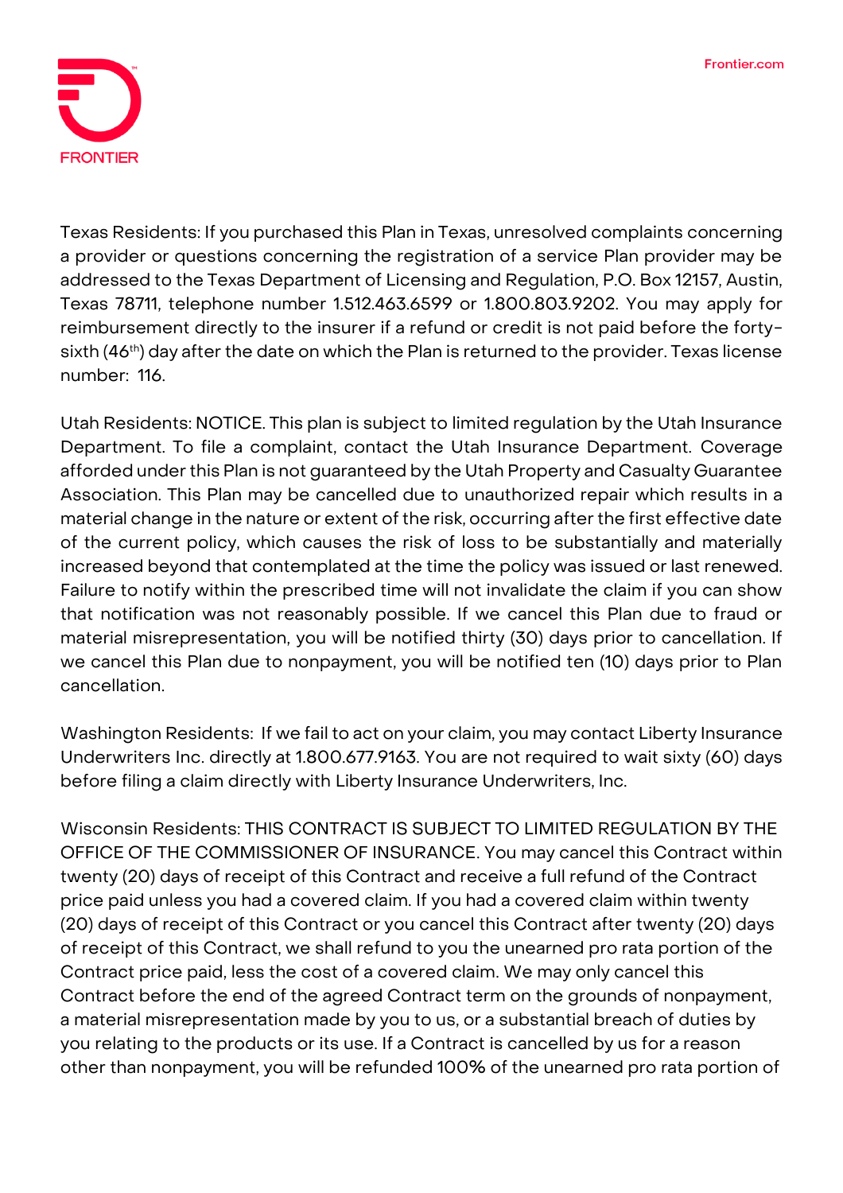Texas Residents: If you purchased this Plan in Texas, unresolved complaints concerning a provider or questions concerning the registration of a service Plan provider may be addressed to the Texas Department of Licensing and Regulation, P.O. Box 12157, Austin, Texas 78711, telephone number 1.512.463.6599 or 1.800.803.9202. You may apply for reimbursement directly to the insurer if a refund or credit is not paid before the forty-sixth (46th) day after the date on which the Plan is returned to the provider. Texas license number: 116.

Utah Residents: NOTICE. This plan is subject to limited regulation by the Utah Insurance Department. To file a complaint, contact the Utah Insurance Department. Coverage afforded under this Plan is not guaranteed by the Utah Property and Casualty Guarantee Association. This Plan may be cancelled due to unauthorized repair which results in a material change in the nature or extent of the risk, occurring after the first effective date of the current policy, which causes the risk of loss to be substantially and materially increased beyond that contemplated at the time the policy was issued or last renewed. Failure to notify within the prescribed time will not invalidate the claim if you can show that notification was not reasonably possible. If we cancel this Plan due to fraud or material misrepresentation, you will be notified thirty (30) days prior to cancellation. If we cancel this Plan due to nonpayment, you will be notified ten (10) days prior to Plan cancellation.

Washington Residents: If we fail to act on your claim, you may contact Liberty Insurance Underwriters Inc. directly at 1.800.677.9163. You are not required to wait sixty (60) days before filing a claim directly with Liberty Insurance Underwriters, Inc.

Wisconsin Residents: THIS CONTRACT IS SUBJECT TO LIMITED REGULATION BY THE OFFICE OF THE COMMISSIONER OF INSURANCE. You may cancel this Contract within twenty (20) days of receipt of this Contract and receive a full refund of the Contract price paid unless you had a covered claim. If you had a covered claim within twenty (20) days of receipt of this Contract or you cancel this Contract after twenty (20) days of receipt of this Contract, we shall refund to you the unearned pro rata portion of the Contract price paid, less the cost of a covered claim. We may only cancel this Contract before the end of the agreed Contract term on the grounds of nonpayment, a material misrepresentation made by you to us, or a substantial breach of duties by you relating to the products or its use. If a Contract is cancelled by us for a reason other than nonpayment, you will be refunded 100% of the unearned pro rata portion of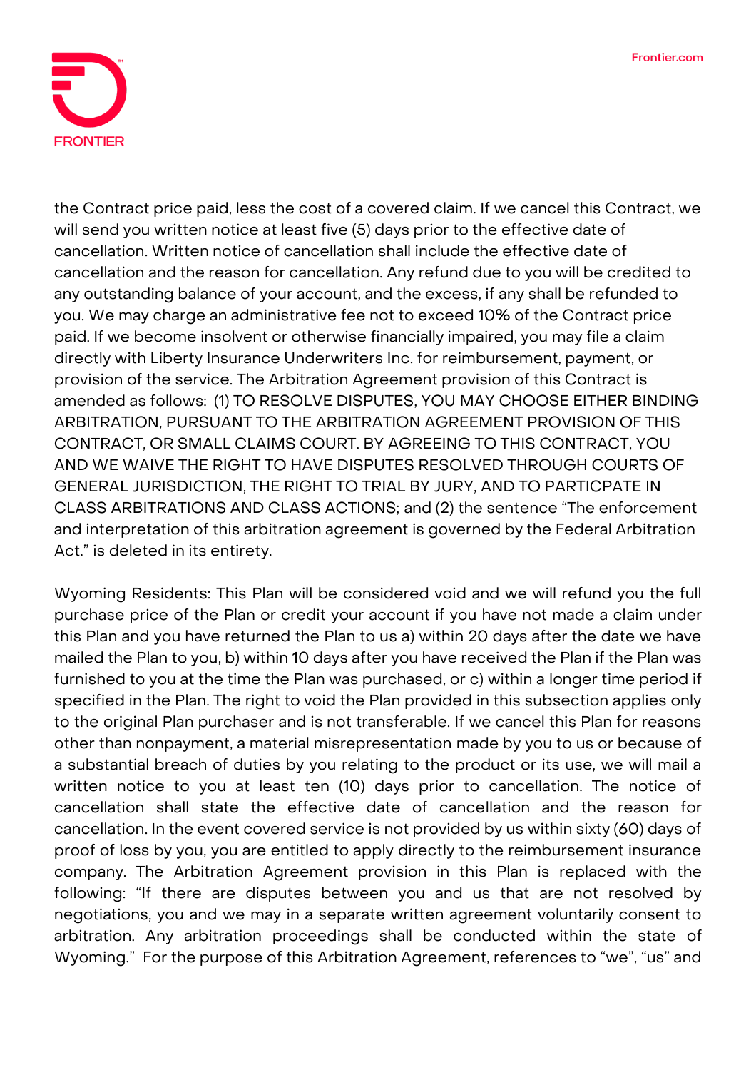the Contract price paid, less the cost of a covered claim. If we cancel this Contract, we will send you written notice at least five (5) days prior to the effective date of cancellation. Written notice of cancellation shall include the effective date of cancellation and the reason for cancellation. Any refund due to you will be credited to any outstanding balance of your account, and the excess, if any shall be refunded to you. We may charge an administrative fee not to exceed 10% of the Contract price paid. If we become insolvent or otherwise financially impaired, you may file a claim directly with Liberty Insurance Underwriters Inc. for reimbursement, payment, or provision of the service. The Arbitration Agreement provision of this Contract is amended as follows: (1) TO RESOLVE DISPUTES, YOU MAY CHOOSE EITHER BINDING ARBITRATION, PURSUANT TO THE ARBITRATION AGREEMENT PROVISION OF THIS CONTRACT, OR SMALL CLAIMS COURT. BY AGREEING TO THIS CONTRACT, YOU AND WE WAIVE THE RIGHT TO HAVE DISPUTES RESOLVED THROUGH COURTS OF GENERAL JURISDICTION, THE RIGHT TO TRIAL BY JURY, AND TO PARTICPATE IN CLASS ARBITRATIONS AND CLASS ACTIONS; and (2) the sentence "The enforcement and interpretation of this arbitration agreement is governed by the Federal Arbitration Act." is deleted in its entirety.

Wyoming Residents: This Plan will be considered void and we will refund you the full purchase price of the Plan or credit your account if you have not made a claim under this Plan and you have returned the Plan to us a) within 20 days after the date we have mailed the Plan to you, b) within 10 days after you have received the Plan if the Plan was furnished to you at the time the Plan was purchased, or c) within a longer time period if specified in the Plan. The right to void the Plan provided in this subsection applies only to the original Plan purchaser and is not transferable. If we cancel this Plan for reasons other than nonpayment, a material misrepresentation made by you to us or because of a substantial breach of duties by you relating to the product or its use, we will mail a written notice to you at least ten (10) days prior to cancellation. The notice of cancellation shall state the effective date of cancellation and the reason for cancellation. In the event covered service is not provided by us within sixty (60) days of proof of loss by you, you are entitled to apply directly to the reimbursement insurance company. The Arbitration Agreement provision in this Plan is replaced with the following: "If there are disputes between you and us that are not resolved by negotiations, you and we may in a separate written agreement voluntarily consent to arbitration. Any arbitration proceedings shall be conducted within the state of Wyoming." For the purpose of this Arbitration Agreement, references to "we", "us" and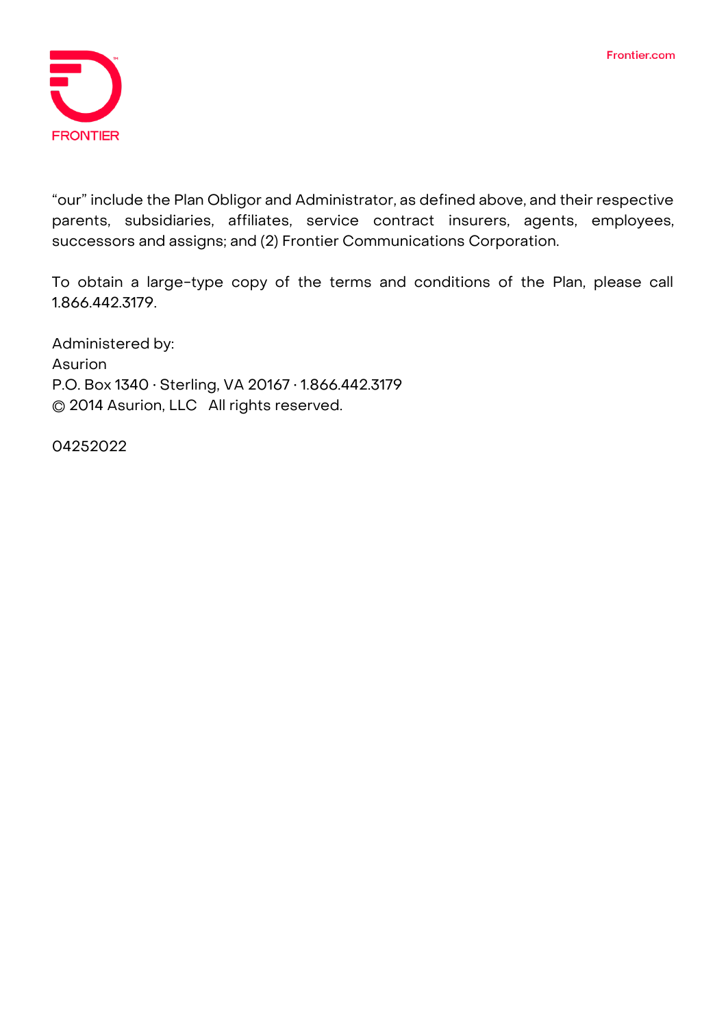"our" include the Plan Obligor and Administrator, as defined above, and their respective parents, subsidiaries, affiliates, service contract insurers, agents, employees, successors and assigns; and (2) Frontier Communications Corporation.

To obtain a large-type copy of the terms and conditions of the Plan, please call 1.866.442.3179.

Administered by:
Asurion
P.O. Box 1340 · Sterling, VA 20167 · 1.866.442.3179
© 2014 Asurion, LLC All rights reserved.

04252022